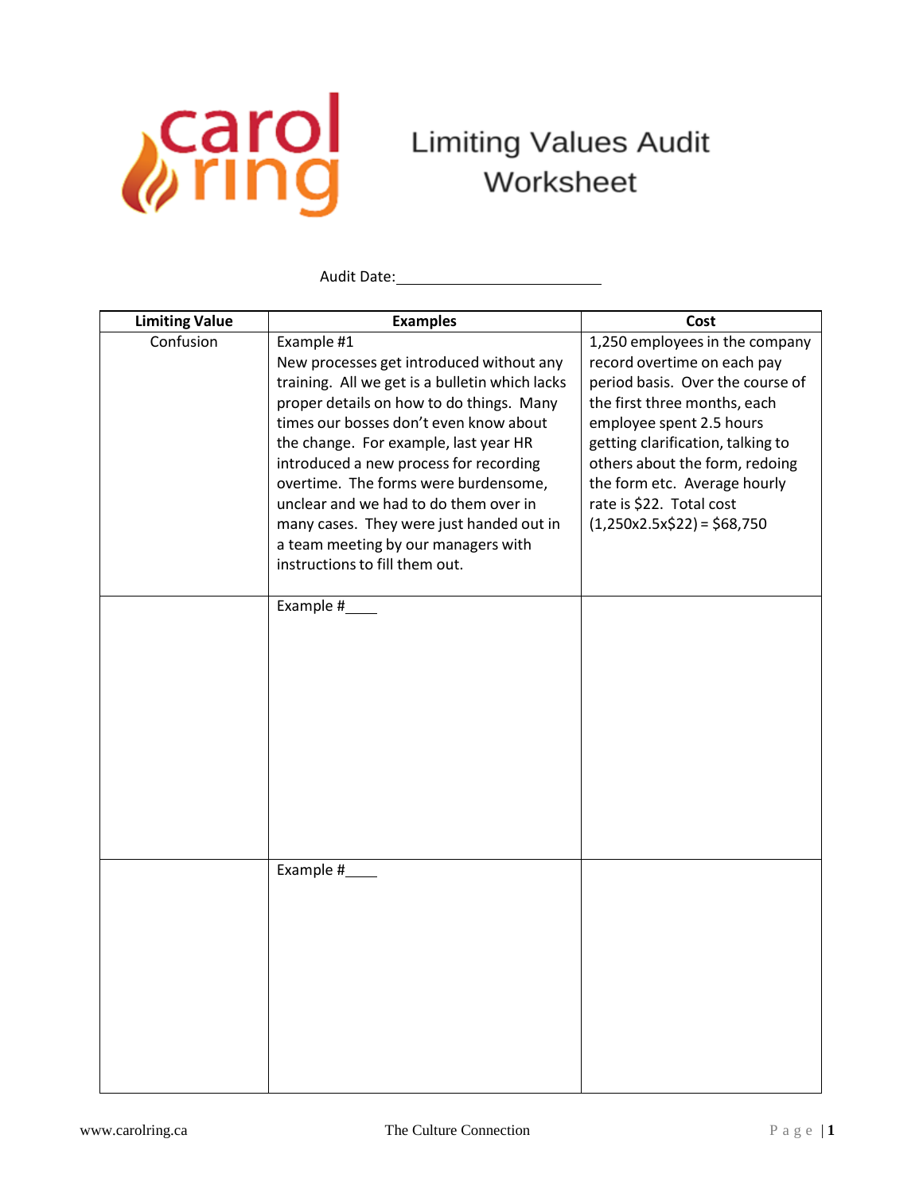# Limiting Values Audit Worksheet

Audit Date:\_\_\_\_\_\_\_\_\_\_\_\_\_\_\_\_\_\_\_\_\_\_\_\_

| Limiting Value | Examples | Cost |
|---|---|---|
| Confusion | Example #1<br>New processes get introduced without any training. All we get is a bulletin which lacks proper details on how to do things. Many times our bosses don't even know about the change. For example, last year HR introduced a new process for recording overtime. The forms were burdensome, unclear and we had to do them over in many cases. They were just handed out in a team meeting by our managers with instructions to fill them out. | 1,250 employees in the company record overtime on each pay period basis. Over the course of the first three months, each employee spent 2.5 hours getting clarification, talking to others about the form, redoing the form etc. Average hourly rate is $22. Total cost (1,250x2.5x$22) = $68,750 |
| | Example #\_\_\_\_ | |
| | Example #\_\_\_\_ | |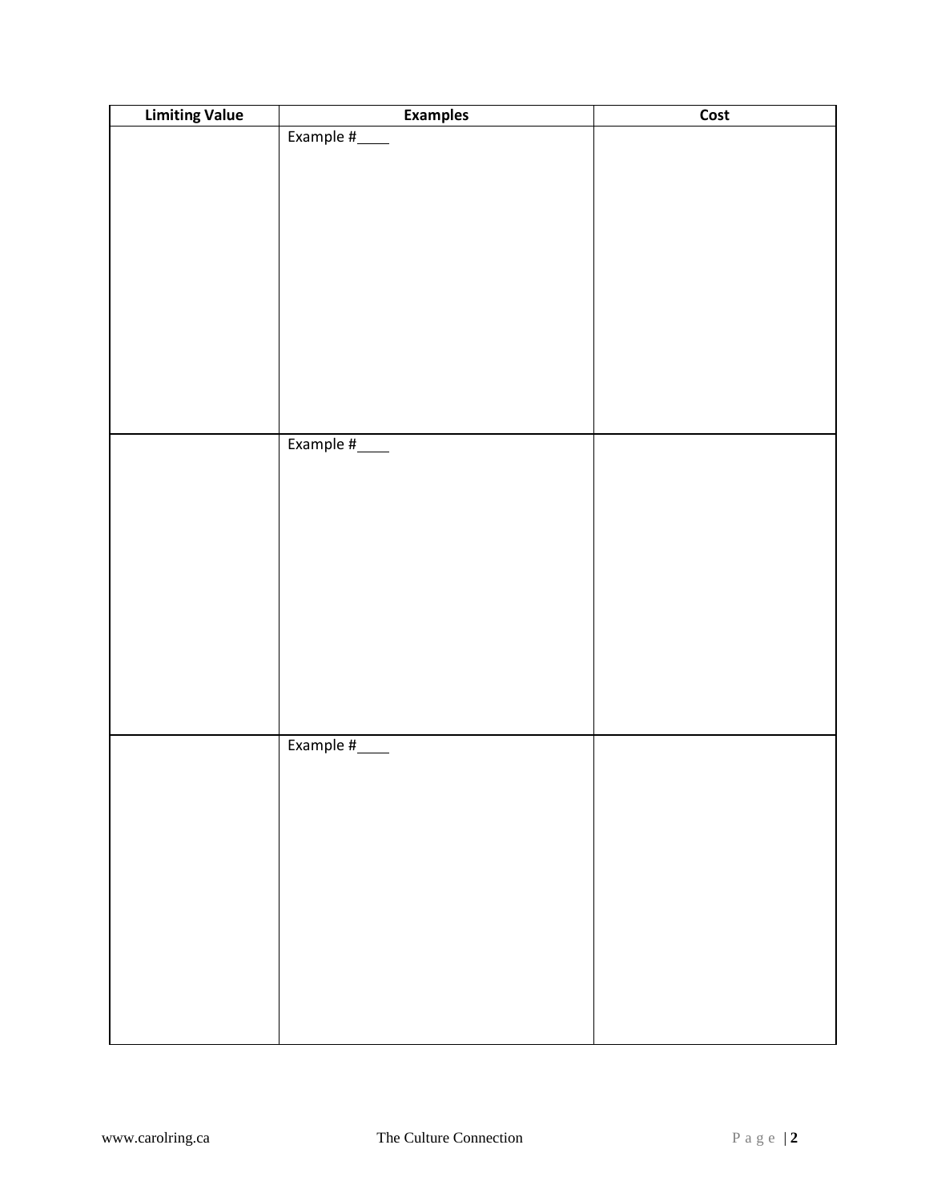| Limiting Value | Examples | Cost |
| --- | --- | --- |
| | Example #____ | |
| | Example #____ | |
| | Example #____ | |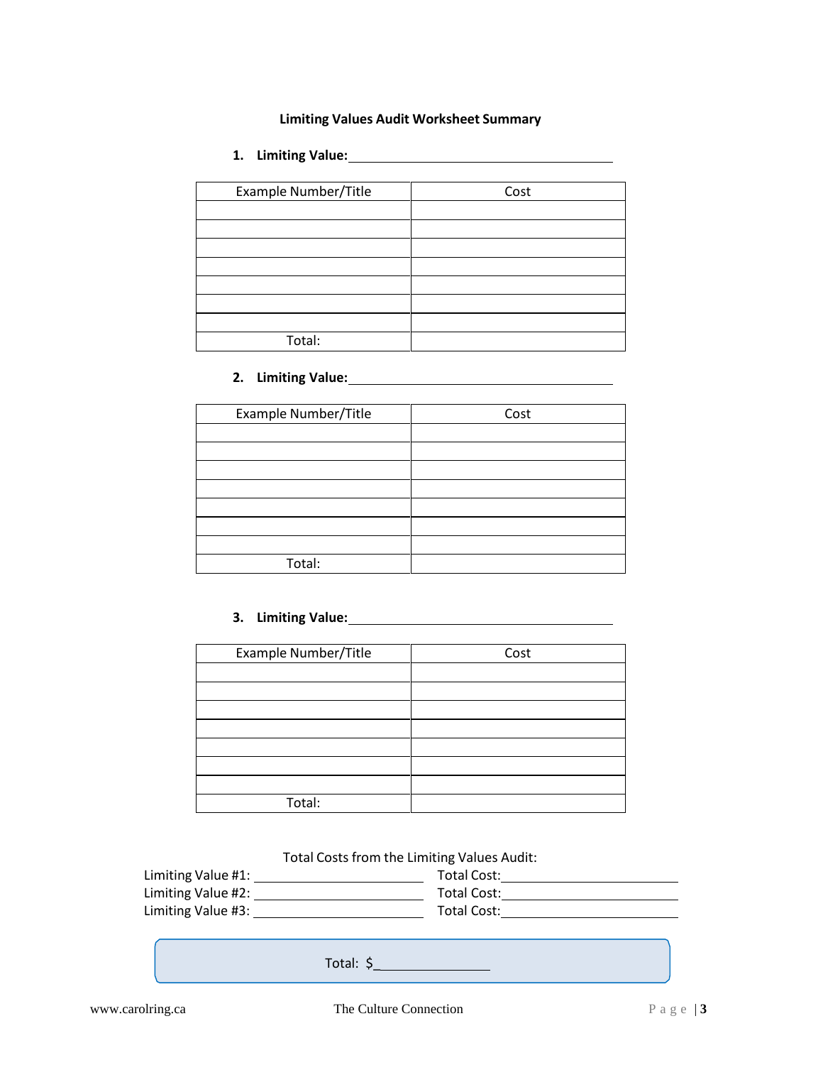## Limiting Values Audit Worksheet Summary

1. **Limiting Value:** ____________________________________

| Example Number/Title | Cost |
|---|---|
| | |
| | |
| | |
| | |
| | |
| | |
| | |
| Total: | |

2. **Limiting Value:** ____________________________________

| Example Number/Title | Cost |
|---|---|
| | |
| | |
| | |
| | |
| | |
| | |
| | |
| Total: | |

3. **Limiting Value:** ____________________________________

| Example Number/Title | Cost |
|---|---|
| | |
| | |
| | |
| | |
| | |
| | |
| | |
| Total: | |

Total Costs from the Limiting Values Audit:

Limiting Value #1: ______________________ Total Cost: ______________________

Limiting Value #2: ______________________ Total Cost: ______________________

Limiting Value #3: ______________________ Total Cost: ______________________

Total: $_______________